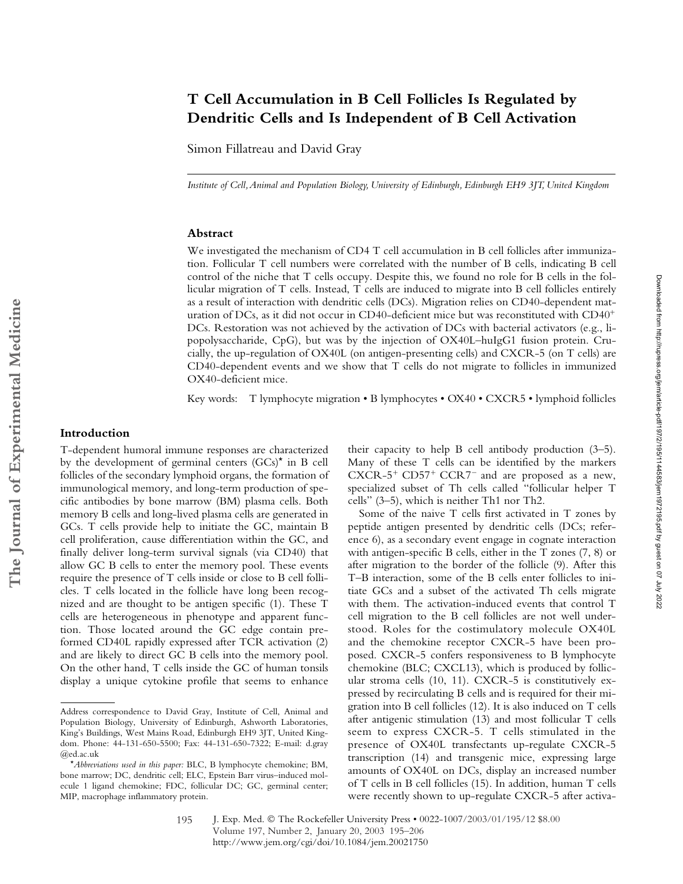# T Cell Accumulation in B Cell Follicles Is Regulated by Dendritic Cells and Is Independent of B Cell Activation

Simon Fillatreau and David Gray

*Institute of Cell, Animal and Population Biology, University of Edinburgh, Edinburgh EH9 3JT, United Kingdom*

## Abstract

We investigated the mechanism of CD4 T cell accumulation in B cell follicles after immunization. Follicular T cell numbers were correlated with the number of B cells, indicating B cell control of the niche that T cells occupy. Despite this, we found no role for B cells in the follicular migration of T cells. Instead, T cells are induced to migrate into B cell follicles entirely as a result of interaction with dendritic cells (DCs). Migration relies on CD40-dependent maturation of DCs, as it did not occur in CD40-deficient mice but was reconstituted with CD40$^+$ DCs. Restoration was not achieved by the activation of DCs with bacterial activators (e.g., lipopolysaccharide, CpG), but was by the injection of OX40L–huIgG1 fusion protein. Crucially, the up-regulation of OX40L (on antigen-presenting cells) and CXCR-5 (on T cells) are CD40-dependent events and we show that T cells do not migrate to follicles in immunized OX40-deficient mice.

Key words: T lymphocyte migration • B lymphocytes • OX40 • CXCR5 • lymphoid follicles

## Introduction

T-dependent humoral immune responses are characterized by the development of germinal centers (GCs)* in B cell follicles of the secondary lymphoid organs, the formation of immunological memory, and long-term production of specific antibodies by bone marrow (BM) plasma cells. Both memory B cells and long-lived plasma cells are generated in GCs. T cells provide help to initiate the GC, maintain B cell proliferation, cause differentiation within the GC, and finally deliver long-term survival signals (via CD40) that allow GC B cells to enter the memory pool. These events require the presence of T cells inside or close to B cell follicles. T cells located in the follicle have long been recognized and are thought to be antigen specific (1). These T cells are heterogeneous in phenotype and apparent function. Those located around the GC edge contain preformed CD40L rapidly expressed after TCR activation (2) and are likely to direct GC B cells into the memory pool. On the other hand, T cells inside the GC of human tonsils display a unique cytokine profile that seems to enhance their capacity to help B cell antibody production (3–5). Many of these T cells can be identified by the markers CXCR-5$^+$ CD57$^+$ CCR7$^-$ and are proposed as a new, specialized subset of Th cells called "follicular helper T cells" (3–5), which is neither Th1 nor Th2.

Some of the naive T cells first activated in T zones by peptide antigen presented by dendritic cells (DCs; reference 6), as a secondary event engage in cognate interaction with antigen-specific B cells, either in the T zones (7, 8) or after migration to the border of the follicle (9). After this T–B interaction, some of the B cells enter follicles to initiate GCs and a subset of the activated Th cells migrate with them. The activation-induced events that control T cell migration to the B cell follicles are not well understood. Roles for the costimulatory molecule OX40L and the chemokine receptor CXCR-5 have been proposed. CXCR-5 confers responsiveness to B lymphocyte chemokine (BLC; CXCL13), which is produced by follicular stroma cells (10, 11). CXCR-5 is constitutively expressed by recirculating B cells and is required for their migration into B cell follicles (12). It is also induced on T cells after antigenic stimulation (13) and most follicular T cells seem to express CXCR-5. T cells stimulated in the presence of OX40L transfectants up-regulate CXCR-5 transcription (14) and transgenic mice, expressing large amounts of OX40L on DCs, display an increased number of T cells in B cell follicles (15). In addition, human T cells were recently shown to up-regulate CXCR-5 after activa-

Address correspondence to David Gray, Institute of Cell, Animal and Population Biology, University of Edinburgh, Ashworth Laboratories, King's Buildings, West Mains Road, Edinburgh EH9 3JT, United Kingdom. Phone: 44-131-650-5500; Fax: 44-131-650-7322; E-mail: d.gray@ed.ac.uk

*Abbreviations used in this paper:* BLC, B lymphocyte chemokine; BM, bone marrow; DC, dendritic cell; ELC, Epstein Barr virus–induced molecule 1 ligand chemokine; FDC, follicular DC; GC, germinal center; MIP, macrophage inflammatory protein.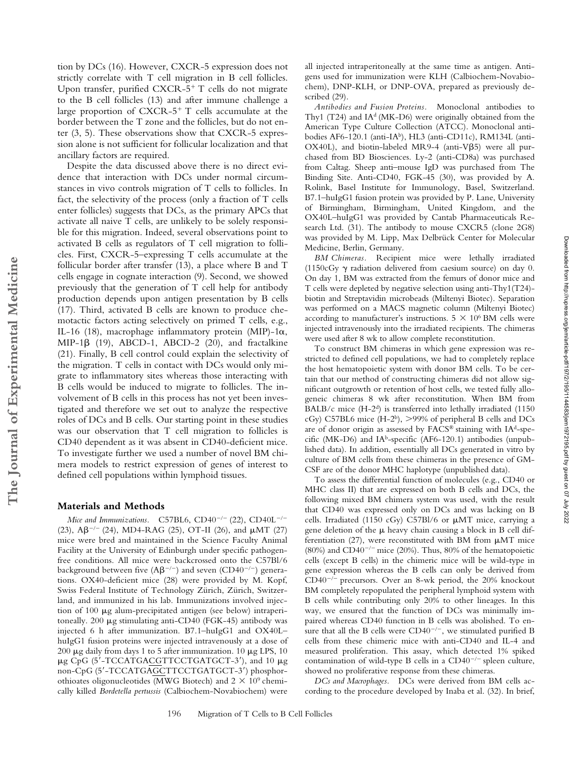tion by DCs (16). However, CXCR-5 expression does not strictly correlate with T cell migration in B cell follicles. Upon transfer, purified CXCR-5$^+$ T cells do not migrate to the B cell follicles (13) and after immune challenge a large proportion of CXCR-5$^+$ T cells accumulate at the border between the T zone and the follicles, but do not enter (3, 5). These observations show that CXCR-5 expression alone is not sufficient for follicular localization and that ancillary factors are required.

Despite the data discussed above there is no direct evidence that interaction with DCs under normal circumstances in vivo controls migration of T cells to follicles. In fact, the selectivity of the process (only a fraction of T cells enter follicles) suggests that DCs, as the primary APCs that activate all naive T cells, are unlikely to be solely responsible for this migration. Indeed, several observations point to activated B cells as regulators of T cell migration to follicles. First, CXCR-5–expressing T cells accumulate at the follicular border after transfer (13), a place where B and T cells engage in cognate interaction (9). Second, we showed previously that the generation of T cell help for antibody production depends upon antigen presentation by B cells (17). Third, activated B cells are known to produce chemotactic factors acting selectively on primed T cells, e.g., IL-16 (18), macrophage inflammatory protein (MIP)-1α, MIP-1β (19), ABCD-1, ABCD-2 (20), and fractalkine (21). Finally, B cell control could explain the selectivity of the migration. T cells in contact with DCs would only migrate to inflammatory sites whereas those interacting with B cells would be induced to migrate to follicles. The involvement of B cells in this process has not yet been investigated and therefore we set out to analyze the respective roles of DCs and B cells. Our starting point in these studies was our observation that T cell migration to follicles is CD40 dependent as it was absent in CD40-deficient mice. To investigate further we used a number of novel BM chimera models to restrict expression of genes of interest to defined cell populations within lymphoid tissues.

## Materials and Methods

*Mice and Immunizations.* C57BL6, CD40$^{-/-}$ (22), CD40L$^{-/-}$ (23), Aβ$^{-/-}$ (24), MD4-RAG (25), OT-II (26), and μMT (27) mice were bred and maintained in the Science Faculty Animal Facility at the University of Edinburgh under specific pathogen-free conditions. All mice were backcrossed onto the C57Bl/6 background between five (Aβ$^{-/-}$) and seven (CD40$^{-/-}$) generations. OX40-deficient mice (28) were provided by M. Kopf, Swiss Federal Institute of Technology Zürich, Zürich, Switzerland, and immunized in his lab. Immunizations involved injection of 100 μg alum-precipitated antigen (see below) intraperitoneally. 200 μg stimulating anti-CD40 (FGK-45) antibody was injected 6 h after immunization. B7.1–huIgG1 and OX40L–huIgG1 fusion proteins were injected intravenously at a dose of 200 μg daily from days 1 to 5 after immunization. 10 μg LPS, 10 μg CpG (5′-TCCATGACGTTCCTGATGCT-3′), and 10 μg non-CpG (5′-TCCATGAGCTTCCTGATGCT-3′) phosphorothioates oligonucleotides (MWG Biotech) and 2 × 10$^9$ chemically killed *Bordetella pertussis* (Calbiochem-Novabiochem) were all injected intraperitoneally at the same time as antigen. Antigens used for immunization were KLH (Calbiochem-Novabiochem), DNP-KLH, or DNP-OVA, prepared as previously described (29).

*Antibodies and Fusion Proteins.* Monoclonal antibodies to Thy1 (T24) and IA$^d$ (MK-D6) were originally obtained from the American Type Culture Collection (ATCC). Monoclonal antibodies AF6-120.1 (anti-IA$^b$), HL3 (anti-CD11c), RM134L (anti-OX40L), and biotin-labeled MR9-4 (anti-Vβ5) were all purchased from BD Biosciences. Ly-2 (anti-CD8a) was purchased from Caltag. Sheep anti–mouse IgD was purchased from The Binding Site. Anti-CD40, FGK-45 (30), was provided by A. Rolink, Basel Institute for Immunology, Basel, Switzerland. B7.1–huIgG1 fusion protein was provided by P. Lane, University of Birmingham, Birmingham, United Kingdom, and the OX40L–huIgG1 was provided by Cantab Pharmaceuticals Research Ltd. (31). The antibody to mouse CXCR5 (clone 2G8) was provided by M. Lipp, Max Delbrück Center for Molecular Medicine, Berlin, Germany.

*BM Chimeras.* Recipient mice were lethally irradiated (1150cGy γ radiation delivered from caesium source) on day 0. On day 1, BM was extracted from the femurs of donor mice and T cells were depleted by negative selection using anti-Thy1(T24)-biotin and Streptavidin microbeads (Miltenyi Biotec). Separation was performed on a MACS magnetic column (Miltenyi Biotec) according to manufacturer's instructions. 5 × 10$^6$ BM cells were injected intravenously into the irradiated recipients. The chimeras were used after 8 wk to allow complete reconstitution.

To construct BM chimeras in which gene expression was restricted to defined cell populations, we had to completely replace the host hematopoietic system with donor BM cells. To be certain that our method of constructing chimeras did not allow significant outgrowth or retention of host cells, we tested fully allogeneic chimeras 8 wk after reconstitution. When BM from BALB/c mice (H-2$^d$) is transferred into lethally irradiated (1150 cGy) C57BL6 mice (H-2$^b$), >99% of peripheral B cells and DCs are of donor origin as assessed by FACS® staining with IA$^d$-specific (MK-D6) and IA$^b$-specific (AF6-120.1) antibodies (unpublished data). In addition, essentially all DCs generated in vitro by culture of BM cells from these chimeras in the presence of GM-CSF are of the donor MHC haplotype (unpublished data).

To assess the differential function of molecules (e.g., CD40 or MHC class II) that are expressed on both B cells and DCs, the following mixed BM chimera system was used, with the result that CD40 was expressed only on DCs and was lacking on B cells. Irradiated (1150 cGy) C57Bl/6 or μMT mice, carrying a gene deletion of the μ heavy chain causing a block in B cell differentiation (27), were reconstituted with BM from μMT mice (80%) and CD40$^{-/-}$ mice (20%). Thus, 80% of the hematopoietic cells (except B cells) in the chimeric mice will be wild-type in gene expression whereas the B cells can only be derived from CD40$^{-/-}$ precursors. Over an 8-wk period, the 20% knockout BM completely repopulated the peripheral lymphoid system with B cells while contributing only 20% to other lineages. In this way, we ensured that the function of DCs was minimally impaired whereas CD40 function in B cells was abolished. To ensure that all the B cells were CD40$^{-/-}$, we stimulated purified B cells from these chimeric mice with anti-CD40 and IL-4 and measured proliferation. This assay, which detected 1% spiked contamination of wild-type B cells in a CD40$^{-/-}$ spleen culture, showed no proliferative response from these chimeras.

*DCs and Macrophages.* DCs were derived from BM cells according to the procedure developed by Inaba et al. (32). In brief,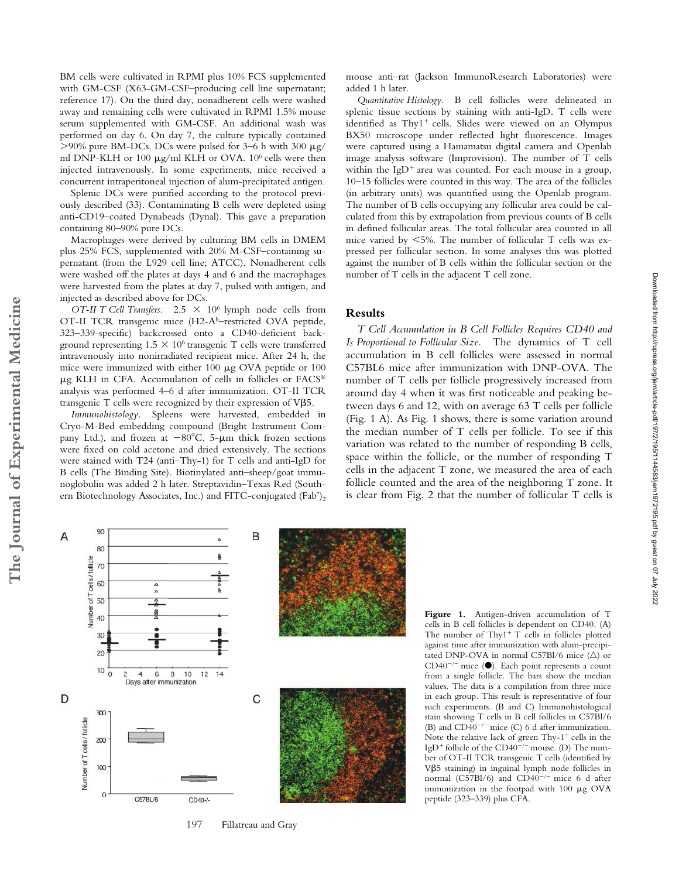BM cells were cultivated in RPMI plus 10% FCS supplemented with GM-CSF (X63-GM-CSF–producing cell line supernatant; reference 17). On the third day, nonadherent cells were washed away and remaining cells were cultivated in RPMI 1.5% mouse serum supplemented with GM-CSF. An additional wash was performed on day 6. On day 7, the culture typically contained >90% pure BM-DCs. DCs were pulsed for 3–6 h with 300 μg/ml DNP-KLH or 100 μg/ml KLH or OVA. $10^6$ cells were then injected intravenously. In some experiments, mice received a concurrent intraperitoneal injection of alum-precipitated antigen.

Splenic DCs were purified according to the protocol previously described (33). Contaminating B cells were depleted using anti-CD19–coated Dynabeads (Dynal). This gave a preparation containing 80–90% pure DCs.

Macrophages were derived by culturing BM cells in DMEM plus 25% FCS, supplemented with 20% M-CSF–containing supernatant (from the L929 cell line; ATCC). Nonadherent cells were washed off the plates at days 4 and 6 and the macrophages were harvested from the plates at day 7, pulsed with antigen, and injected as described above for DCs.

*OT-II T Cell Transfers.* $2.5 \times 10^6$ lymph node cells from OT-II TCR transgenic mice (H2-$A^b$–restricted OVA peptide, 323–339-specific) backcrossed onto a CD40-deficient background representing $1.5 \times 10^6$ transgenic T cells were transferred intravenously into nonirradiated recipient mice. After 24 h, the mice were immunized with either 100 μg OVA peptide or 100 μg KLH in CFA. Accumulation of cells in follicles or FACS® analysis was performed 4–6 d after immunization. OT-II TCR transgenic T cells were recognized by their expression of Vβ5.

*Immunohistology.* Spleens were harvested, embedded in Cryo-M-Bed embedding compound (Bright Instrument Company Ltd.), and frozen at −80°C. 5-μm thick frozen sections were fixed on cold acetone and dried extensively. The sections were stained with T24 (anti–Thy-1) for T cells and anti-IgD for B cells (The Binding Site). Biotinylated anti–sheep/goat immunoglobulin was added 2 h later. Streptavidin–Texas Red (Southern Biotechnology Associates, Inc.) and FITC-conjugated $(Fab')_2$ mouse anti–rat (Jackson ImmunoResearch Laboratories) were added 1 h later.

*Quantitative Histology.* B cell follicles were delineated in splenic tissue sections by staining with anti-IgD. T cells were identified as Thy1$^+$ cells. Slides were viewed on an Olympus BX50 microscope under reflected light fluorescence. Images were captured using a Hamamatsu digital camera and Openlab image analysis software (Improvision). The number of T cells within the IgD$^+$ area was counted. For each mouse in a group, 10–15 follicles were counted in this way. The area of the follicles (in arbitrary units) was quantified using the Openlab program. The number of B cells occupying any follicular area could be calculated from this by extrapolation from previous counts of B cells in defined follicular areas. The total follicular area counted in all mice varied by <5%. The number of follicular T cells was expressed per follicular section. In some analyses this was plotted against the number of B cells within the follicular section or the number of T cells in the adjacent T cell zone.

## Results

*T Cell Accumulation in B Cell Follicles Requires CD40 and Is Proportional to Follicular Size.* The dynamics of T cell accumulation in B cell follicles were assessed in normal C57BL6 mice after immunization with DNP-OVA. The number of T cells per follicle progressively increased from around day 4 when it was first noticeable and peaking between days 6 and 12, with on average 63 T cells per follicle (Fig. 1 A). As Fig. 1 shows, there is some variation around the median number of T cells per follicle. To see if this variation was related to the number of responding B cells, space within the follicle, or the number of responding T cells in the adjacent T zone, we measured the area of each follicle counted and the area of the neighboring T zone. It is clear from Fig. 2 that the number of follicular T cells is

**Figure 1.** Antigen-driven accumulation of T cells in B cell follicles is dependent on CD40. (A) The number of Thy1$^+$ T cells in follicles plotted against time after immunization with alum-precipitated DNP-OVA in normal C57Bl/6 mice (△) or CD40$^{-/-}$ mice (●). Each point represents a count from a single follicle. The bars show the median values. The data is a compilation from three mice in each group. This result is representative of four such experiments. (B and C) Immunohistological stain showing T cells in B cell follicles in C57Bl/6 (B) and CD40$^{-/-}$ mice (C) 6 d after immunization. Note the relative lack of green Thy-1$^+$ cells in the IgD$^+$ follicle of the CD40$^{-/-}$ mouse. (D) The number of OT-II TCR transgenic T cells (identified by Vβ5 staining) in inguinal lymph node follicles in normal (C57Bl/6) and CD40$^{-/-}$ mice 6 d after immunization in the footpad with 100 μg OVA peptide (323–339) plus CFA.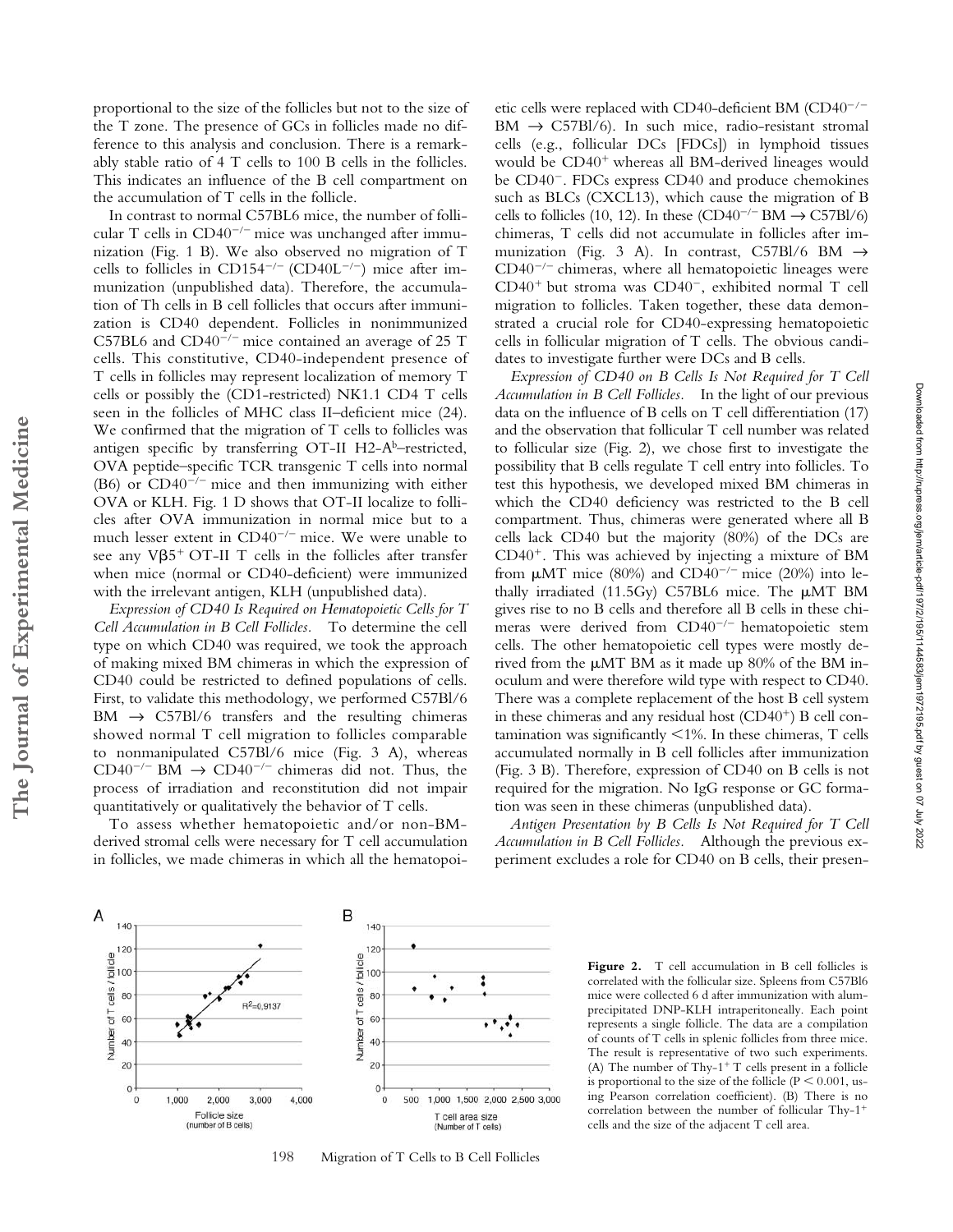proportional to the size of the follicles but not to the size of the T zone. The presence of GCs in follicles made no difference to this analysis and conclusion. There is a remarkably stable ratio of 4 T cells to 100 B cells in the follicles. This indicates an influence of the B cell compartment on the accumulation of T cells in the follicle.

In contrast to normal C57BL6 mice, the number of follicular T cells in $CD40^{-/-}$ mice was unchanged after immunization (Fig. 1 B). We also observed no migration of T cells to follicles in $CD154^{-/-}$ ($CD40L^{-/-}$) mice after immunization (unpublished data). Therefore, the accumulation of Th cells in B cell follicles that occurs after immunization is CD40 dependent. Follicles in nonimmunized C57BL6 and $CD40^{-/-}$ mice contained an average of 25 T cells. This constitutive, CD40-independent presence of T cells in follicles may represent localization of memory T cells or possibly the (CD1-restricted) NK1.1 CD4 T cells seen in the follicles of MHC class II–deficient mice (24). We confirmed that the migration of T cells to follicles was antigen specific by transferring OT-II H2-$A^b$–restricted, OVA peptide–specific TCR transgenic T cells into normal (B6) or $CD40^{-/-}$ mice and then immunizing with either OVA or KLH. Fig. 1 D shows that OT-II localize to follicles after OVA immunization in normal mice but to a much lesser extent in $CD40^{-/-}$ mice. We were unable to see any $V\beta5^+$ OT-II T cells in the follicles after transfer when mice (normal or CD40-deficient) were immunized with the irrelevant antigen, KLH (unpublished data).

*Expression of CD40 Is Required on Hematopoietic Cells for T Cell Accumulation in B Cell Follicles.* To determine the cell type on which CD40 was required, we took the approach of making mixed BM chimeras in which the expression of CD40 could be restricted to defined populations of cells. First, to validate this methodology, we performed C57Bl/6 BM → C57Bl/6 transfers and the resulting chimeras showed normal T cell migration to follicles comparable to nonmanipulated C57Bl/6 mice (Fig. 3 A), whereas $CD40^{-/-}$ BM → $CD40^{-/-}$ chimeras did not. Thus, the process of irradiation and reconstitution did not impair quantitatively or qualitatively the behavior of T cells.

To assess whether hematopoietic and/or non-BM-derived stromal cells were necessary for T cell accumulation in follicles, we made chimeras in which all the hematopoietic cells were replaced with CD40-deficient BM ($CD40^{-/-}$ BM → C57Bl/6). In such mice, radio-resistant stromal cells (e.g., follicular DCs [FDCs]) in lymphoid tissues would be $CD40^+$ whereas all BM-derived lineages would be $CD40^-$. FDCs express CD40 and produce chemokines such as BLCs (CXCL13), which cause the migration of B cells to follicles (10, 12). In these ($CD40^{-/-}$ BM → C57Bl/6) chimeras, T cells did not accumulate in follicles after immunization (Fig. 3 A). In contrast, C57Bl/6 BM → $CD40^{-/-}$ chimeras, where all hematopoietic lineages were $CD40^+$ but stroma was $CD40^-$, exhibited normal T cell migration to follicles. Taken together, these data demonstrated a crucial role for CD40-expressing hematopoietic cells in follicular migration of T cells. The obvious candidates to investigate further were DCs and B cells.

*Expression of CD40 on B Cells Is Not Required for T Cell Accumulation in B Cell Follicles.* In the light of our previous data on the influence of B cells on T cell differentiation (17) and the observation that follicular T cell number was related to follicular size (Fig. 2), we chose first to investigate the possibility that B cells regulate T cell entry into follicles. To test this hypothesis, we developed mixed BM chimeras in which the CD40 deficiency was restricted to the B cell compartment. Thus, chimeras were generated where all B cells lack CD40 but the majority (80%) of the DCs are $CD40^+$. This was achieved by injecting a mixture of BM from μMT mice (80%) and $CD40^{-/-}$ mice (20%) into lethally irradiated (11.5Gy) C57BL6 mice. The μMT BM gives rise to no B cells and therefore all B cells in these chimeras were derived from $CD40^{-/-}$ hematopoietic stem cells. The other hematopoietic cell types were mostly derived from the μMT BM as it made up 80% of the BM inoculum and were therefore wild type with respect to CD40. There was a complete replacement of the host B cell system in these chimeras and any residual host ($CD40^+$) B cell contamination was significantly <1%. In these chimeras, T cells accumulated normally in B cell follicles after immunization (Fig. 3 B). Therefore, expression of CD40 on B cells is not required for the migration. No IgG response or GC formation was seen in these chimeras (unpublished data).

*Antigen Presentation by B Cells Is Not Required for T Cell Accumulation in B Cell Follicles.* Although the previous experiment excludes a role for CD40 on B cells, their presen-

**Figure 2.** T cell accumulation in B cell follicles is correlated with the follicular size. Spleens from C57Bl6 mice were collected 6 d after immunization with alum-precipitated DNP-KLH intraperitoneally. Each point represents a single follicle. The data are a compilation of counts of T cells in splenic follicles from three mice. The result is representative of two such experiments. (A) The number of $Thy\text{-}1^+$ T cells present in a follicle is proportional to the size of the follicle ($P < 0.001$, using Pearson correlation coefficient). (B) There is no correlation between the number of follicular $Thy\text{-}1^+$ cells and the size of the adjacent T cell area.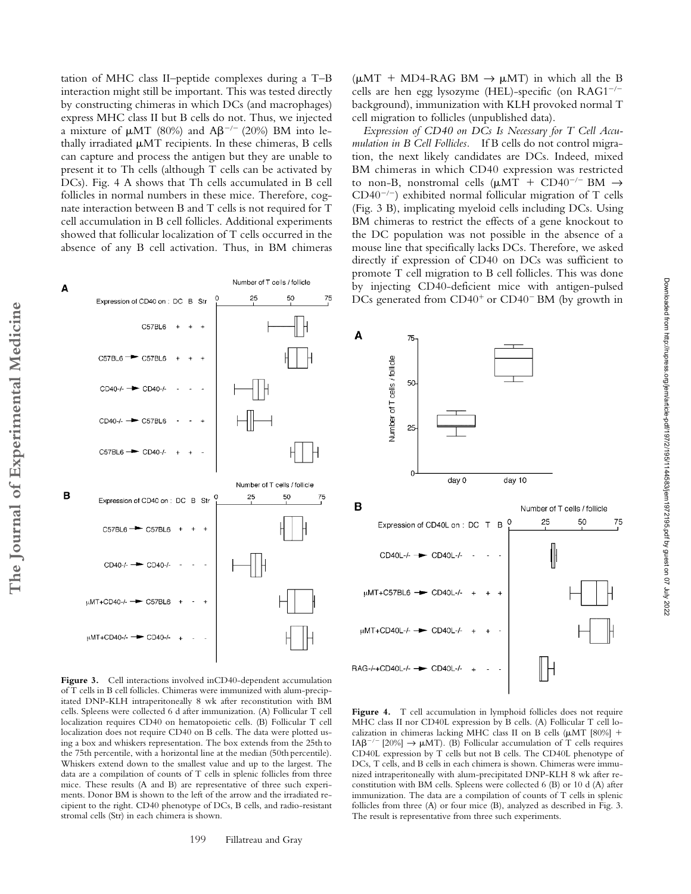tation of MHC class II–peptide complexes during a T–B interaction might still be important. This was tested directly by constructing chimeras in which DCs (and macrophages) express MHC class II but B cells do not. Thus, we injected a mixture of μMT (80%) and $A\beta^{-/-}$ (20%) BM into lethally irradiated μMT recipients. In these chimeras, B cells can capture and process the antigen but they are unable to present it to Th cells (although T cells can be activated by DCs). Fig. 4 A shows that Th cells accumulated in B cell follicles in normal numbers in these mice. Therefore, cognate interaction between B and T cells is not required for T cell accumulation in B cell follicles. Additional experiments showed that follicular localization of T cells occurred in the absence of any B cell activation. Thus, in BM chimeras (μMT + MD4-RAG BM → μMT) in which all the B cells are hen egg lysozyme (HEL)-specific (on $RAG1^{-/-}$ background), immunization with KLH provoked normal T cell migration to follicles (unpublished data).

*Expression of CD40 on DCs Is Necessary for T Cell Accumulation in B Cell Follicles.* If B cells do not control migration, the next likely candidates are DCs. Indeed, mixed BM chimeras in which CD40 expression was restricted to non-B, nonstromal cells (μMT + $CD40^{-/-}$ BM → $CD40^{-/-}$) exhibited normal follicular migration of T cells (Fig. 3 B), implicating myeloid cells including DCs. Using BM chimeras to restrict the effects of a gene knockout to the DC population was not possible in the absence of a mouse line that specifically lacks DCs. Therefore, we asked directly if expression of CD40 on DCs was sufficient to promote T cell migration to B cell follicles. This was done by injecting CD40-deficient mice with antigen-pulsed DCs generated from $CD40^{+}$ or $CD40^{-}$ BM (by growth in

**Figure 3.** Cell interactions involved inCD40-dependent accumulation of T cells in B cell follicles. Chimeras were immunized with alum-precipitated DNP-KLH intraperitoneally 8 wk after reconstitution with BM cells. Spleens were collected 6 d after immunization. (A) Follicular T cell localization requires CD40 on hematopoietic cells. (B) Follicular T cell localization does not require CD40 on B cells. The data were plotted using a box and whiskers representation. The box extends from the 25th to the 75th percentile, with a horizontal line at the median (50th percentile). Whiskers extend down to the smallest value and up to the largest. The data are a compilation of counts of T cells in splenic follicles from three mice. These results (A and B) are representative of three such experiments. Donor BM is shown to the left of the arrow and the irradiated recipient to the right. CD40 phenotype of DCs, B cells, and radio-resistant stromal cells (Str) in each chimera is shown.

**Figure 4.** T cell accumulation in lymphoid follicles does not require MHC class II nor CD40L expression by B cells. (A) Follicular T cell localization in chimeras lacking MHC class II on B cells (μMT [80%] + $IA\beta^{-/-}$ [20%] → μMT). (B) Follicular accumulation of T cells requires CD40L expression by T cells but not B cells. The CD40L phenotype of DCs, T cells, and B cells in each chimera is shown. Chimeras were immunized intraperitoneally with alum-precipitated DNP-KLH 8 wk after reconstitution with BM cells. Spleens were collected 6 (B) or 10 d (A) after immunization. The data are a compilation of counts of T cells in splenic follicles from three (A) or four mice (B), analyzed as described in Fig. 3. The result is representative from three such experiments.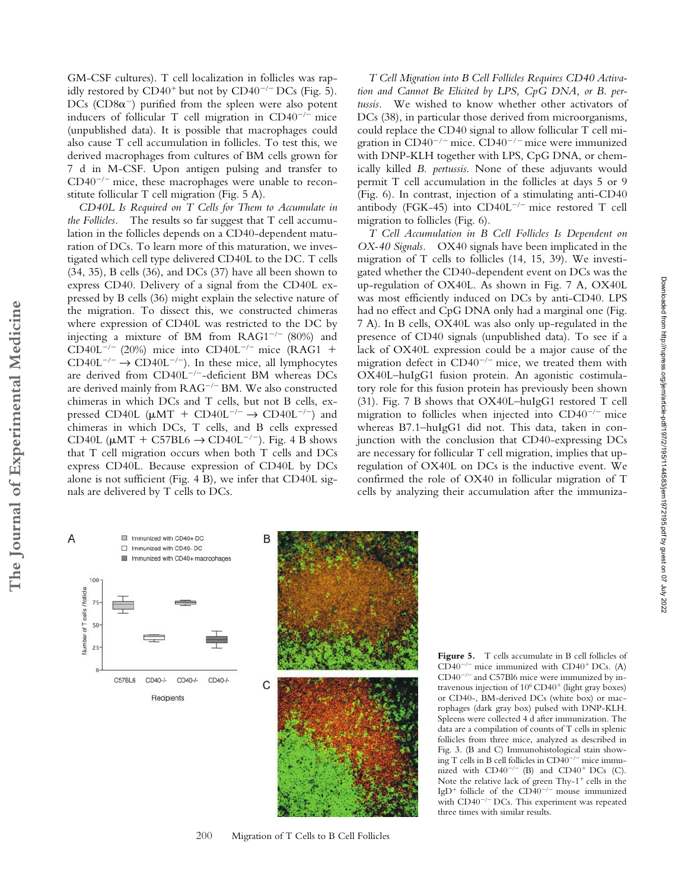GM-CSF cultures). T cell localization in follicles was rapidly restored by $CD40^+$ but not by $CD40^{-/-}$ DCs (Fig. 5). DCs ($CD8\alpha^-$) purified from the spleen were also potent inducers of follicular T cell migration in $CD40^{-/-}$ mice (unpublished data). It is possible that macrophages could also cause T cell accumulation in follicles. To test this, we derived macrophages from cultures of BM cells grown for 7 d in M-CSF. Upon antigen pulsing and transfer to $CD40^{-/-}$ mice, these macrophages were unable to reconstitute follicular T cell migration (Fig. 5 A).

*CD40L Is Required on T Cells for Them to Accumulate in the Follicles.* The results so far suggest that T cell accumulation in the follicles depends on a CD40-dependent maturation of DCs. To learn more of this maturation, we investigated which cell type delivered CD40L to the DC. T cells (34, 35), B cells (36), and DCs (37) have all been shown to express CD40. Delivery of a signal from the CD40L expressed by B cells (36) might explain the selective nature of the migration. To dissect this, we constructed chimeras where expression of CD40L was restricted to the DC by injecting a mixture of BM from $RAG1^{-/-}$ (80%) and $CD40L^{-/-}$ (20%) mice into $CD40L^{-/-}$ mice ($RAG1 + CD40L^{-/-} \rightarrow CD40L^{-/-}$). In these mice, all lymphocytes are derived from $CD40L^{-/-}$-deficient BM whereas DCs are derived mainly from $RAG^{-/-}$ BM. We also constructed chimeras in which DCs and T cells, but not B cells, expressed CD40L ($\mu$MT + $CD40L^{-/-} \rightarrow CD40L^{-/-}$) and chimeras in which DCs, T cells, and B cells expressed CD40L ($\mu$MT + C57BL6 $\rightarrow CD40L^{-/-}$). Fig. 4 B shows that T cell migration occurs when both T cells and DCs express CD40L. Because expression of CD40L by DCs alone is not sufficient (Fig. 4 B), we infer that CD40L signals are delivered by T cells to DCs.

*T Cell Migration into B Cell Follicles Requires CD40 Activation and Cannot Be Elicited by LPS, CpG DNA, or B. pertussis.* We wished to know whether other activators of DCs (38), in particular those derived from microorganisms, could replace the CD40 signal to allow follicular T cell migration in $CD40^{-/-}$ mice. $CD40^{-/-}$ mice were immunized with DNP-KLH together with LPS, CpG DNA, or chemically killed *B. pertussis.* None of these adjuvants would permit T cell accumulation in the follicles at days 5 or 9 (Fig. 6). In contrast, injection of a stimulating anti-CD40 antibody (FGK-45) into $CD40L^{-/-}$ mice restored T cell migration to follicles (Fig. 6).

*T Cell Accumulation in B Cell Follicles Is Dependent on OX-40 Signals.* OX40 signals have been implicated in the migration of T cells to follicles (14, 15, 39). We investigated whether the CD40-dependent event on DCs was the up-regulation of OX40L. As shown in Fig. 7 A, OX40L was most efficiently induced on DCs by anti-CD40. LPS had no effect and CpG DNA only had a marginal one (Fig. 7 A). In B cells, OX40L was also only up-regulated in the presence of CD40 signals (unpublished data). To see if a lack of OX40L expression could be a major cause of the migration defect in $CD40^{-/-}$ mice, we treated them with OX40L–huIgG1 fusion protein. An agonistic costimulatory role for this fusion protein has previously been shown (31). Fig. 7 B shows that OX40L–huIgG1 restored T cell migration to follicles when injected into $CD40^{-/-}$ mice whereas B7.1–huIgG1 did not. This data, taken in conjunction with the conclusion that CD40-expressing DCs are necessary for follicular T cell migration, implies that up-regulation of OX40L on DCs is the inductive event. We confirmed the role of OX40 in follicular migration of T cells by analyzing their accumulation after the immuniza-

**Figure 5.** T cells accumulate in B cell follicles of $CD40^{-/-}$ mice immunized with $CD40^+$ DCs. (A) $CD40^{-/-}$ and C57Bl6 mice were immunized by intravenous injection of $10^6$ $CD40^+$ (light gray boxes) or CD40-, BM-derived DCs (white box) or macrophages (dark gray box) pulsed with DNP-KLH. Spleens were collected 4 d after immunization. The data are a compilation of counts of T cells in splenic follicles from three mice, analyzed as described in Fig. 3. (B and C) Immunohistological stain showing T cells in B cell follicles in $CD40^{-/-}$ mice immunized with $CD40^{-/-}$ (B) and $CD40^+$ DCs (C). Note the relative lack of green $Thy\text{-}1^+$ cells in the $IgD^+$ follicle of the $CD40^{-/-}$ mouse immunized with $CD40^{-/-}$ DCs. This experiment was repeated three times with similar results.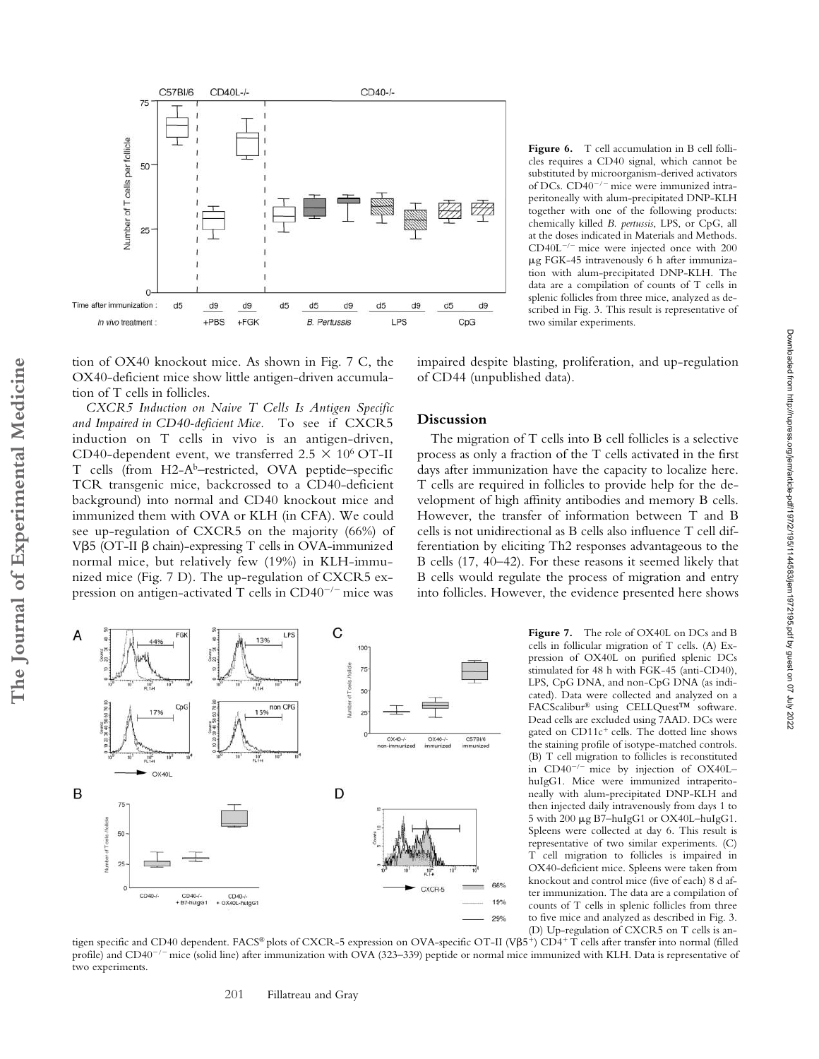**Figure 6.** T cell accumulation in B cell follicles requires a CD40 signal, which cannot be substituted by microorganism-derived activators of DCs. $CD40^{-/-}$ mice were immunized intraperitoneally with alum-precipitated DNP-KLH together with one of the following products: chemically killed *B. pertussis*, LPS, or CpG, all at the doses indicated in Materials and Methods. $CD40L^{-/-}$ mice were injected once with 200 μg FGK-45 intravenously 6 h after immunization with alum-precipitated DNP-KLH. The data are a compilation of counts of T cells in splenic follicles from three mice, analyzed as described in Fig. 3. This result is representative of two similar experiments.

tion of OX40 knockout mice. As shown in Fig. 7 C, the OX40-deficient mice show little antigen-driven accumulation of T cells in follicles.

*CXCR5 Induction on Naive T Cells Is Antigen Specific and Impaired in CD40-deficient Mice.* To see if CXCR5 induction on T cells in vivo is an antigen-driven, CD40-dependent event, we transferred $2.5 \times 10^6$ OT-II T cells (from H2-$A^b$–restricted, OVA peptide–specific TCR transgenic mice, backcrossed to a CD40-deficient background) into normal and CD40 knockout mice and immunized them with OVA or KLH (in CFA). We could see up-regulation of CXCR5 on the majority (66%) of Vβ5 (OT-II β chain)-expressing T cells in OVA-immunized normal mice, but relatively few (19%) in KLH-immunized mice (Fig. 7 D). The up-regulation of CXCR5 expression on antigen-activated T cells in $CD40^{-/-}$ mice was impaired despite blasting, proliferation, and up-regulation of CD44 (unpublished data).

## Discussion

The migration of T cells into B cell follicles is a selective process as only a fraction of the T cells activated in the first days after immunization have the capacity to localize here. T cells are required in follicles to provide help for the development of high affinity antibodies and memory B cells. However, the transfer of information between T and B cells is not unidirectional as B cells also influence T cell differentiation by eliciting Th2 responses advantageous to the B cells (17, 40–42). For these reasons it seemed likely that B cells would regulate the process of migration and entry into follicles. However, the evidence presented here shows

**Figure 7.** The role of OX40L on DCs and B cells in follicular migration of T cells. (A) Expression of OX40L on purified splenic DCs stimulated for 48 h with FGK-45 (anti-CD40), LPS, CpG DNA, and non-CpG DNA (as indicated). Data were collected and analyzed on a FACScalibur® using CELLQuest™ software. Dead cells are excluded using 7AAD. DCs were gated on $CD11c^+$ cells. The dotted line shows the staining profile of isotype-matched controls. (B) T cell migration to follicles is reconstituted in $CD40^{-/-}$ mice by injection of OX40L–huIgG1. Mice were immunized intraperitoneally with alum-precipitated DNP-KLH and then injected daily intravenously from days 1 to 5 with 200 μg B7–huIgG1 or OX40L–huIgG1. Spleens were collected at day 6. This result is representative of two similar experiments. (C) T cell migration to follicles is impaired in OX40-deficient mice. Spleens were taken from knockout and control mice (five of each) 8 d after immunization. The data are a compilation of counts of T cells in splenic follicles from three to five mice and analyzed as described in Fig. 3. (D) Up-regulation of CXCR5 on T cells is antigen specific and CD40 dependent. FACS® plots of CXCR-5 expression on OVA-specific OT-II ($V\beta5^+$) $CD4^+$ T cells after transfer into normal (filled profile) and $CD40^{-/-}$ mice (solid line) after immunization with OVA (323–339) peptide or normal mice immunized with KLH. Data is representative of two experiments.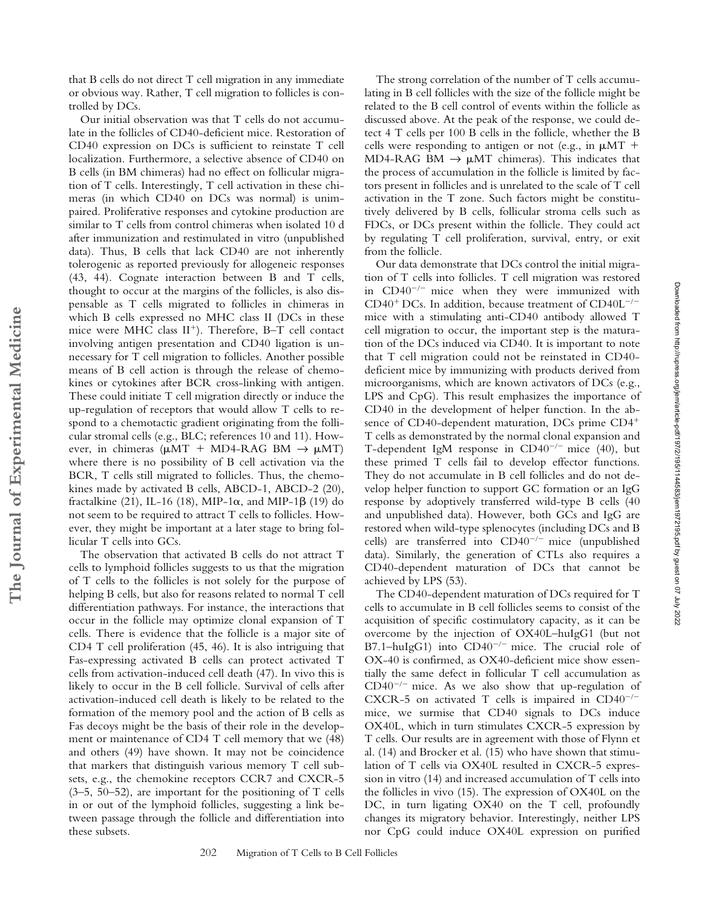that B cells do not direct T cell migration in any immediate or obvious way. Rather, T cell migration to follicles is controlled by DCs.

Our initial observation was that T cells do not accumulate in the follicles of CD40-deficient mice. Restoration of CD40 expression on DCs is sufficient to reinstate T cell localization. Furthermore, a selective absence of CD40 on B cells (in BM chimeras) had no effect on follicular migration of T cells. Interestingly, T cell activation in these chimeras (in which CD40 on DCs was normal) is unimpaired. Proliferative responses and cytokine production are similar to T cells from control chimeras when isolated 10 d after immunization and restimulated in vitro (unpublished data). Thus, B cells that lack CD40 are not inherently tolerogenic as reported previously for allogeneic responses (43, 44). Cognate interaction between B and T cells, thought to occur at the margins of the follicles, is also dispensable as T cells migrated to follicles in chimeras in which B cells expressed no MHC class II (DCs in these mice were MHC class II$^+$). Therefore, B–T cell contact involving antigen presentation and CD40 ligation is unnecessary for T cell migration to follicles. Another possible means of B cell action is through the release of chemokines or cytokines after BCR cross-linking with antigen. These could initiate T cell migration directly or induce the up-regulation of receptors that would allow T cells to respond to a chemotactic gradient originating from the follicular stromal cells (e.g., BLC; references 10 and 11). However, in chimeras ($\mu$MT + MD4-RAG BM → $\mu$MT) where there is no possibility of B cell activation via the BCR, T cells still migrated to follicles. Thus, the chemokines made by activated B cells, ABCD-1, ABCD-2 (20), fractalkine (21), IL-16 (18), MIP-1$\alpha$, and MIP-1$\beta$ (19) do not seem to be required to attract T cells to follicles. However, they might be important at a later stage to bring follicular T cells into GCs.

The observation that activated B cells do not attract T cells to lymphoid follicles suggests to us that the migration of T cells to the follicles is not solely for the purpose of helping B cells, but also for reasons related to normal T cell differentiation pathways. For instance, the interactions that occur in the follicle may optimize clonal expansion of T cells. There is evidence that the follicle is a major site of CD4 T cell proliferation (45, 46). It is also intriguing that Fas-expressing activated B cells can protect activated T cells from activation-induced cell death (47). In vivo this is likely to occur in the B cell follicle. Survival of cells after activation-induced cell death is likely to be related to the formation of the memory pool and the action of B cells as Fas decoys might be the basis of their role in the development or maintenance of CD4 T cell memory that we (48) and others (49) have shown. It may not be coincidence that markers that distinguish various memory T cell subsets, e.g., the chemokine receptors CCR7 and CXCR-5 (3–5, 50–52), are important for the positioning of T cells in or out of the lymphoid follicles, suggesting a link between passage through the follicle and differentiation into these subsets.

The strong correlation of the number of T cells accumulating in B cell follicles with the size of the follicle might be related to the B cell control of events within the follicle as discussed above. At the peak of the response, we could detect 4 T cells per 100 B cells in the follicle, whether the B cells were responding to antigen or not (e.g., in $\mu$MT + MD4-RAG BM → $\mu$MT chimeras). This indicates that the process of accumulation in the follicle is limited by factors present in follicles and is unrelated to the scale of T cell activation in the T zone. Such factors might be constitutively delivered by B cells, follicular stroma cells such as FDCs, or DCs present within the follicle. They could act by regulating T cell proliferation, survival, entry, or exit from the follicle.

Our data demonstrate that DCs control the initial migration of T cells into follicles. T cell migration was restored in CD40$^{-/-}$ mice when they were immunized with CD40$^+$ DCs. In addition, because treatment of CD40L$^{-/-}$ mice with a stimulating anti-CD40 antibody allowed T cell migration to occur, the important step is the maturation of the DCs induced via CD40. It is important to note that T cell migration could not be reinstated in CD40-deficient mice by immunizing with products derived from microorganisms, which are known activators of DCs (e.g., LPS and CpG). This result emphasizes the importance of CD40 in the development of helper function. In the absence of CD40-dependent maturation, DCs prime CD4$^+$ T cells as demonstrated by the normal clonal expansion and T-dependent IgM response in CD40$^{-/-}$ mice (40), but these primed T cells fail to develop effector functions. They do not accumulate in B cell follicles and do not develop helper function to support GC formation or an IgG response by adoptively transferred wild-type B cells (40 and unpublished data). However, both GCs and IgG are restored when wild-type splenocytes (including DCs and B cells) are transferred into CD40$^{-/-}$ mice (unpublished data). Similarly, the generation of CTLs also requires a CD40-dependent maturation of DCs that cannot be achieved by LPS (53).

The CD40-dependent maturation of DCs required for T cells to accumulate in B cell follicles seems to consist of the acquisition of specific costimulatory capacity, as it can be overcome by the injection of OX40L–huIgG1 (but not B7.1–huIgG1) into CD40$^{-/-}$ mice. The crucial role of OX-40 is confirmed, as OX40-deficient mice show essentially the same defect in follicular T cell accumulation as CD40$^{-/-}$ mice. As we also show that up-regulation of CXCR-5 on activated T cells is impaired in CD40$^{-/-}$ mice, we surmise that CD40 signals to DCs induce OX40L, which in turn stimulates CXCR-5 expression by T cells. Our results are in agreement with those of Flynn et al. (14) and Brocker et al. (15) who have shown that stimulation of T cells via OX40L resulted in CXCR-5 expression in vitro (14) and increased accumulation of T cells into the follicles in vivo (15). The expression of OX40L on the DC, in turn ligating OX40 on the T cell, profoundly changes its migratory behavior. Interestingly, neither LPS nor CpG could induce OX40L expression on purified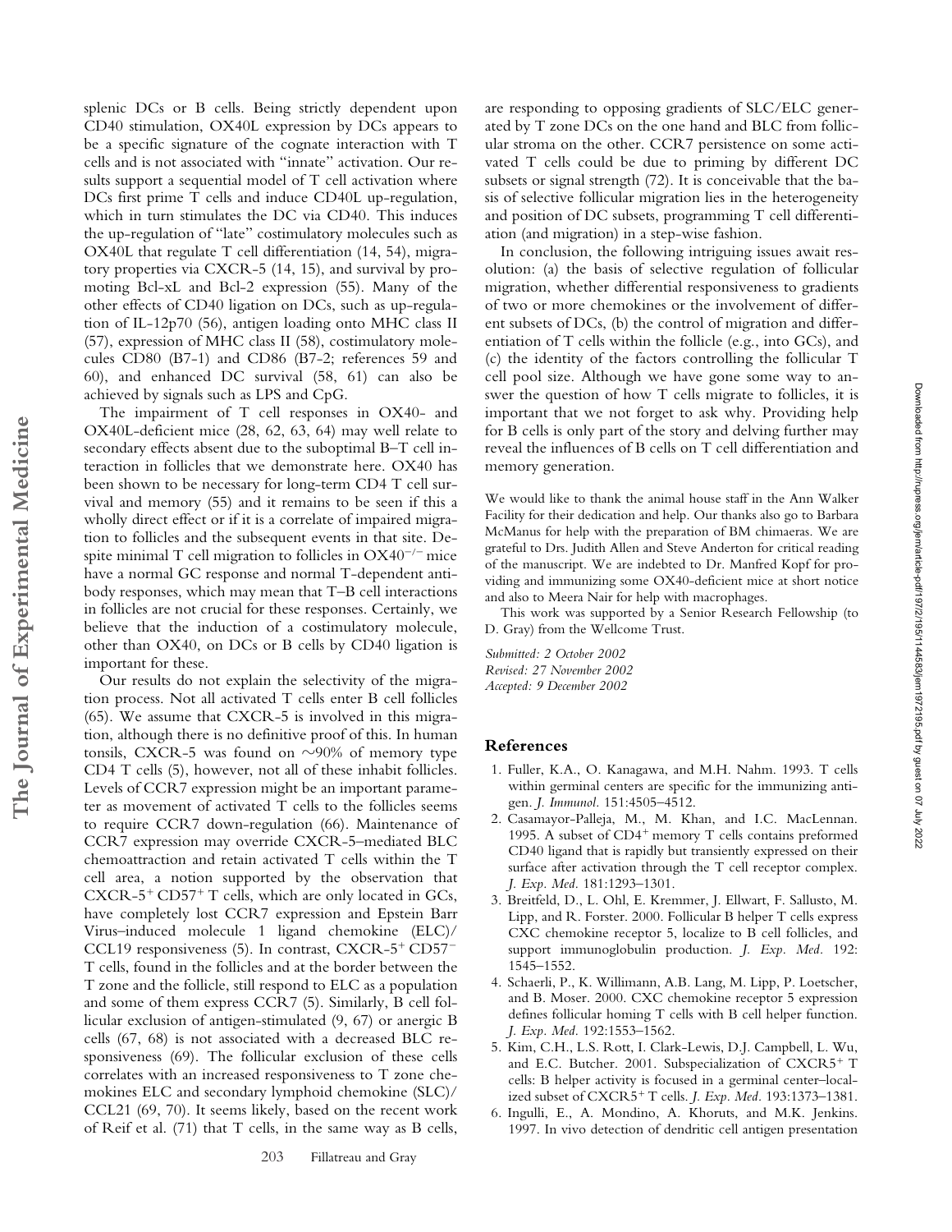splenic DCs or B cells. Being strictly dependent upon CD40 stimulation, OX40L expression by DCs appears to be a specific signature of the cognate interaction with T cells and is not associated with "innate" activation. Our results support a sequential model of T cell activation where DCs first prime T cells and induce CD40L up-regulation, which in turn stimulates the DC via CD40. This induces the up-regulation of "late" costimulatory molecules such as OX40L that regulate T cell differentiation (14, 54), migratory properties via CXCR-5 (14, 15), and survival by promoting Bcl-xL and Bcl-2 expression (55). Many of the other effects of CD40 ligation on DCs, such as up-regulation of IL-12p70 (56), antigen loading onto MHC class II (57), expression of MHC class II (58), costimulatory molecules CD80 (B7-1) and CD86 (B7-2; references 59 and 60), and enhanced DC survival (58, 61) can also be achieved by signals such as LPS and CpG.

The impairment of T cell responses in OX40- and OX40L-deficient mice (28, 62, 63, 64) may well relate to secondary effects absent due to the suboptimal B–T cell interaction in follicles that we demonstrate here. OX40 has been shown to be necessary for long-term CD4 T cell survival and memory (55) and it remains to be seen if this a wholly direct effect or if it is a correlate of impaired migration to follicles and the subsequent events in that site. Despite minimal T cell migration to follicles in $OX40^{-/-}$ mice have a normal GC response and normal T-dependent antibody responses, which may mean that T–B cell interactions in follicles are not crucial for these responses. Certainly, we believe that the induction of a costimulatory molecule, other than OX40, on DCs or B cells by CD40 ligation is important for these.

Our results do not explain the selectivity of the migration process. Not all activated T cells enter B cell follicles (65). We assume that CXCR-5 is involved in this migration, although there is no definitive proof of this. In human tonsils, CXCR-5 was found on ~90% of memory type CD4 T cells (5), however, not all of these inhabit follicles. Levels of CCR7 expression might be an important parameter as movement of activated T cells to the follicles seems to require CCR7 down-regulation (66). Maintenance of CCR7 expression may override CXCR-5–mediated BLC chemoattraction and retain activated T cells within the T cell area, a notion supported by the observation that $CXCR\text{-}5^+$ $CD57^+$ T cells, which are only located in GCs, have completely lost CCR7 expression and Epstein Barr Virus–induced molecule 1 ligand chemokine (ELC)/CCL19 responsiveness (5). In contrast, $CXCR\text{-}5^+$ $CD57^-$ T cells, found in the follicles and at the border between the T zone and the follicle, still respond to ELC as a population and some of them express CCR7 (5). Similarly, B cell follicular exclusion of antigen-stimulated (9, 67) or anergic B cells (67, 68) is not associated with a decreased BLC responsiveness (69). The follicular exclusion of these cells correlates with an increased responsiveness to T zone chemokines ELC and secondary lymphoid chemokine (SLC)/CCL21 (69, 70). It seems likely, based on the recent work of Reif et al. (71) that T cells, in the same way as B cells, are responding to opposing gradients of SLC/ELC generated by T zone DCs on the one hand and BLC from follicular stroma on the other. CCR7 persistence on some activated T cells could be due to priming by different DC subsets or signal strength (72). It is conceivable that the basis of selective follicular migration lies in the heterogeneity and position of DC subsets, programming T cell differentiation (and migration) in a step-wise fashion.

In conclusion, the following intriguing issues await resolution: (a) the basis of selective regulation of follicular migration, whether differential responsiveness to gradients of two or more chemokines or the involvement of different subsets of DCs, (b) the control of migration and differentiation of T cells within the follicle (e.g., into GCs), and (c) the identity of the factors controlling the follicular T cell pool size. Although we have gone some way to answer the question of how T cells migrate to follicles, it is important that we not forget to ask why. Providing help for B cells is only part of the story and delving further may reveal the influences of B cells on T cell differentiation and memory generation.

We would like to thank the animal house staff in the Ann Walker Facility for their dedication and help. Our thanks also go to Barbara McManus for help with the preparation of BM chimaeras. We are grateful to Drs. Judith Allen and Steve Anderton for critical reading of the manuscript. We are indebted to Dr. Manfred Kopf for providing and immunizing some OX40-deficient mice at short notice and also to Meera Nair for help with macrophages.

This work was supported by a Senior Research Fellowship (to D. Gray) from the Wellcome Trust.

*Submitted: 2 October 2002*
*Revised: 27 November 2002*
*Accepted: 9 December 2002*

## References

1. Fuller, K.A., O. Kanagawa, and M.H. Nahm. 1993. T cells within germinal centers are specific for the immunizing antigen. *J. Immunol.* 151:4505–4512.
2. Casamayor-Palleja, M., M. Khan, and I.C. MacLennan. 1995. A subset of $CD4^+$ memory T cells contains preformed CD40 ligand that is rapidly but transiently expressed on their surface after activation through the T cell receptor complex. *J. Exp. Med.* 181:1293–1301.
3. Breitfeld, D., L. Ohl, E. Kremmer, J. Ellwart, F. Sallusto, M. Lipp, and R. Forster. 2000. Follicular B helper T cells express CXC chemokine receptor 5, localize to B cell follicles, and support immunoglobulin production. *J. Exp. Med.* 192: 1545–1552.
4. Schaerli, P., K. Willimann, A.B. Lang, M. Lipp, P. Loetscher, and B. Moser. 2000. CXC chemokine receptor 5 expression defines follicular homing T cells with B cell helper function. *J. Exp. Med.* 192:1553–1562.
5. Kim, C.H., L.S. Rott, I. Clark-Lewis, D.J. Campbell, L. Wu, and E.C. Butcher. 2001. Subspecialization of $CXCR5^+$ T cells: B helper activity is focused in a germinal center–localized subset of $CXCR5^+$ T cells. *J. Exp. Med.* 193:1373–1381.
6. Ingulli, E., A. Mondino, A. Khoruts, and M.K. Jenkins. 1997. In vivo detection of dendritic cell antigen presentation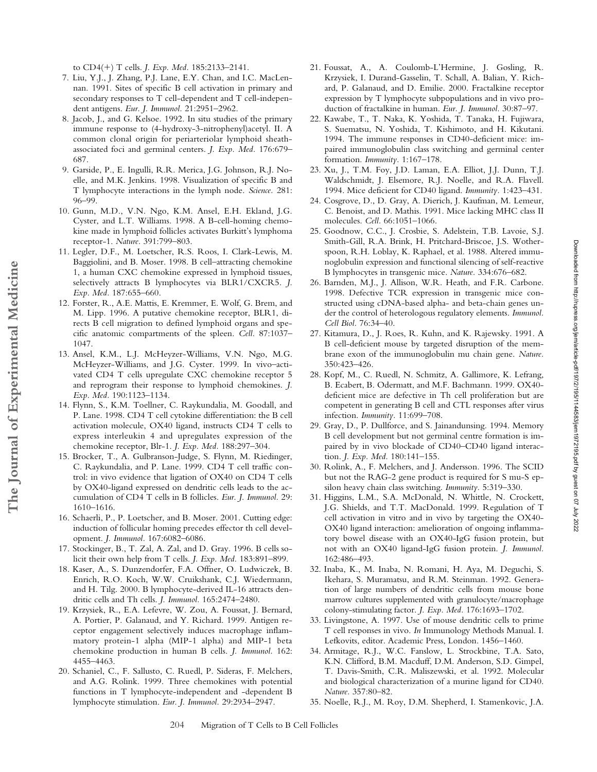to CD4(+) T cells. *J. Exp. Med.* 185:2133–2141.

7. Liu, Y.J., J. Zhang, P.J. Lane, E.Y. Chan, and I.C. MacLennan. 1991. Sites of specific B cell activation in primary and secondary responses to T cell-dependent and T cell-independent antigens. *Eur. J. Immunol.* 21:2951–2962.
8. Jacob, J., and G. Kelsoe. 1992. In situ studies of the primary immune response to (4-hydroxy-3-nitrophenyl)acetyl. II. A common clonal origin for periarteriolar lymphoid sheath-associated foci and germinal centers. *J. Exp. Med.* 176:679–687.
9. Garside, P., E. Ingulli, R.R. Merica, J.G. Johnson, R.J. Noelle, and M.K. Jenkins. 1998. Visualization of specific B and T lymphocyte interactions in the lymph node. *Science.* 281:96–99.
10. Gunn, M.D., V.N. Ngo, K.M. Ansel, E.H. Ekland, J.G. Cyster, and L.T. Williams. 1998. A B-cell-homing chemokine made in lymphoid follicles activates Burkitt's lymphoma receptor-1. *Nature.* 391:799–803.
11. Legler, D.F., M. Loetscher, R.S. Roos, I. Clark-Lewis, M. Baggiolini, and B. Moser. 1998. B cell–attracting chemokine 1, a human CXC chemokine expressed in lymphoid tissues, selectively attracts B lymphocytes via BLR1/CXCR5. *J. Exp. Med.* 187:655–660.
12. Forster, R., A.E. Mattis, E. Kremmer, E. Wolf, G. Brem, and M. Lipp. 1996. A putative chemokine receptor, BLR1, directs B cell migration to defined lymphoid organs and specific anatomic compartments of the spleen. *Cell.* 87:1037–1047.
13. Ansel, K.M., L.J. McHeyzer-Williams, V.N. Ngo, M.G. McHeyzer-Williams, and J.G. Cyster. 1999. In vivo–activated CD4 T cells upregulate CXC chemokine receptor 5 and reprogram their response to lymphoid chemokines. *J. Exp. Med.* 190:1123–1134.
14. Flynn, S., K.M. Toellner, C. Raykundalia, M. Goodall, and P. Lane. 1998. CD4 T cell cytokine differentiation: the B cell activation molecule, OX40 ligand, instructs CD4 T cells to express interleukin 4 and upregulates expression of the chemokine receptor, Blr-1. *J. Exp. Med.* 188:297–304.
15. Brocker, T., A. Gulbranson-Judge, S. Flynn, M. Riedinger, C. Raykundalia, and P. Lane. 1999. CD4 T cell traffic control: in vivo evidence that ligation of OX40 on CD4 T cells by OX40-ligand expressed on dendritic cells leads to the accumulation of CD4 T cells in B follicles. *Eur. J. Immunol.* 29:1610–1616.
16. Schaerli, P., P. Loetscher, and B. Moser. 2001. Cutting edge: induction of follicular homing precedes effector th cell development. *J. Immunol.* 167:6082–6086.
17. Stockinger, B., T. Zal, A. Zal, and D. Gray. 1996. B cells solicit their own help from T cells. *J. Exp. Med.* 183:891–899.
18. Kaser, A., S. Dunzendorfer, F.A. Offner, O. Ludwiczek, B. Enrich, R.O. Koch, W.W. Cruikshank, C.J. Wiedermann, and H. Tilg. 2000. B lymphocyte-derived IL-16 attracts dendritic cells and Th cells. *J. Immunol.* 165:2474–2480.
19. Krzysiek, R., E.A. Lefevre, W. Zou, A. Foussat, J. Bernard, A. Portier, P. Galanaud, and Y. Richard. 1999. Antigen receptor engagement selectively induces macrophage inflammatory protein-1 alpha (MIP-1 alpha) and MIP-1 beta chemokine production in human B cells. *J. Immunol.* 162:4455–4463.
20. Schaniel, C., F. Sallusto, C. Ruedl, P. Sideras, F. Melchers, and A.G. Rolink. 1999. Three chemokines with potential functions in T lymphocyte-independent and -dependent B lymphocyte stimulation. *Eur. J. Immunol.* 29:2934–2947.
21. Foussat, A., A. Coulomb-L'Hermine, J. Gosling, R. Krzysiek, I. Durand-Gasselin, T. Schall, A. Balian, Y. Richard, P. Galanaud, and D. Emilie. 2000. Fractalkine receptor expression by T lymphocyte subpopulations and in vivo production of fractalkine in human. *Eur. J. Immunol.* 30:87–97.
22. Kawabe, T., T. Naka, K. Yoshida, T. Tanaka, H. Fujiwara, S. Suematsu, N. Yoshida, T. Kishimoto, and H. Kikutani. 1994. The immune responses in CD40-deficient mice: impaired immunoglobulin class switching and germinal center formation. *Immunity.* 1:167–178.
23. Xu, J., T.M. Foy, J.D. Laman, E.A. Elliot, J.J. Dunn, T.J. Waldschmidt, J. Elsemore, R.J. Noelle, and R.A. Flavell. 1994. Mice deficient for CD40 ligand. *Immunity.* 1:423–431.
24. Cosgrove, D., D. Gray, A. Dierich, J. Kaufman, M. Lemeur, C. Benoist, and D. Mathis. 1991. Mice lacking MHC class II molecules. *Cell.* 66:1051–1066.
25. Goodnow, C.C., J. Crosbie, S. Adelstein, T.B. Lavoie, S.J. Smith-Gill, R.A. Brink, H. Pritchard-Briscoe, J.S. Wotherspoon, R.H. Loblay, K. Raphael, et al. 1988. Altered immunoglobulin expression and functional silencing of self-reactive B lymphocytes in transgenic mice. *Nature.* 334:676–682.
26. Barnden, M.J., J. Allison, W.R. Heath, and F.R. Carbone. 1998. Defective TCR expression in transgenic mice constructed using cDNA-based alpha- and beta-chain genes under the control of heterologous regulatory elements. *Immunol. Cell Biol.* 76:34–40.
27. Kitamura, D., J. Roes, R. Kuhn, and K. Rajewsky. 1991. A B cell-deficient mouse by targeted disruption of the membrane exon of the immunoglobulin mu chain gene. *Nature.* 350:423–426.
28. Kopf, M., C. Ruedl, N. Schmitz, A. Gallimore, K. Lefrang, B. Ecabert, B. Odermatt, and M.F. Bachmann. 1999. OX40-deficient mice are defective in Th cell proliferation but are competent in generating B cell and CTL responses after virus infection. *Immunity.* 11:699–708.
29. Gray, D., P. Dullforce, and S. Jainandunsing. 1994. Memory B cell development but not germinal centre formation is impaired by in vivo blockade of CD40–CD40 ligand interaction. *J. Exp. Med.* 180:141–155.
30. Rolink, A., F. Melchers, and J. Andersson. 1996. The SCID but not the RAG-2 gene product is required for S mu-S epsilon heavy chain class switching. *Immunity.* 5:319–330.
31. Higgins, L.M., S.A. McDonald, N. Whittle, N. Crockett, J.G. Shields, and T.T. MacDonald. 1999. Regulation of T cell activation in vitro and in vivo by targeting the OX40-OX40 ligand interaction: amelioration of ongoing inflammatory bowel disease with an OX40-IgG fusion protein, but not with an OX40 ligand-IgG fusion protein. *J. Immunol.* 162:486–493.
32. Inaba, K., M. Inaba, N. Romani, H. Aya, M. Deguchi, S. Ikehara, S. Muramatsu, and R.M. Steinman. 1992. Generation of large numbers of dendritic cells from mouse bone marrow cultures supplemented with granulocyte/macrophage colony-stimulating factor. *J. Exp. Med.* 176:1693–1702.
33. Livingstone, A. 1997. Use of mouse dendritic cells to prime T cell responses in vivo. *In* Immunology Methods Manual. I. Lefkovits, editor. Academic Press, London. 1456–1460.
34. Armitage, R.J., W.C. Fanslow, L. Strockbine, T.A. Sato, K.N. Clifford, B.M. Macduff, D.M. Anderson, S.D. Gimpel, T. Davis-Smith, C.R. Maliszewski, et al. 1992. Molecular and biological characterization of a murine ligand for CD40. *Nature.* 357:80–82.
35. Noelle, R.J., M. Roy, D.M. Shepherd, I. Stamenkovic, J.A.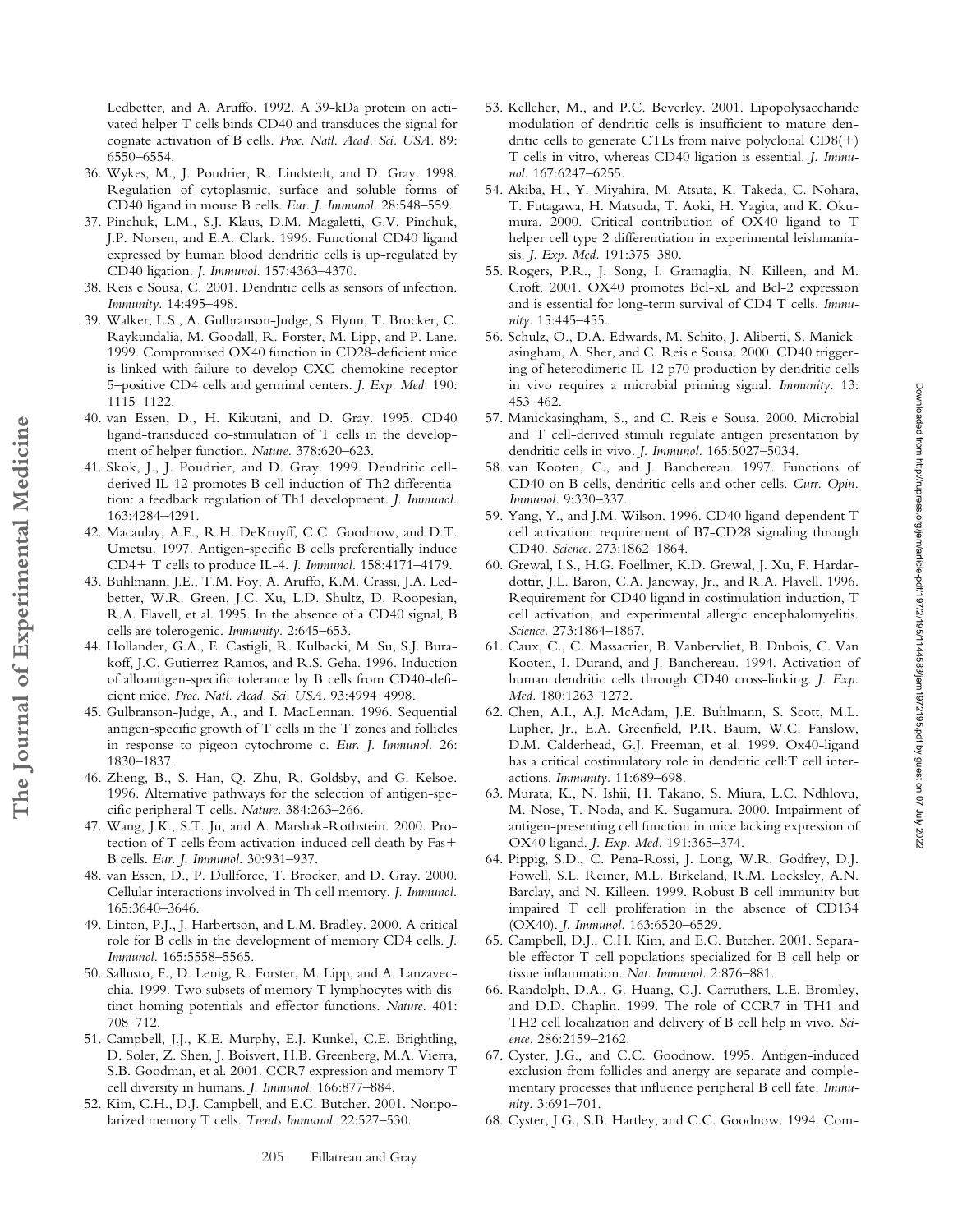Ledbetter, and A. Aruffo. 1992. A 39-kDa protein on activated helper T cells binds CD40 and transduces the signal for cognate activation of B cells. *Proc. Natl. Acad. Sci. USA.* 89: 6550–6554.

36. Wykes, M., J. Poudrier, R. Lindstedt, and D. Gray. 1998. Regulation of cytoplasmic, surface and soluble forms of CD40 ligand in mouse B cells. *Eur. J. Immunol.* 28:548–559.
37. Pinchuk, L.M., S.J. Klaus, D.M. Magaletti, G.V. Pinchuk, J.P. Norsen, and E.A. Clark. 1996. Functional CD40 ligand expressed by human blood dendritic cells is up-regulated by CD40 ligation. *J. Immunol.* 157:4363–4370.
38. Reis e Sousa, C. 2001. Dendritic cells as sensors of infection. *Immunity.* 14:495–498.
39. Walker, L.S., A. Gulbranson-Judge, S. Flynn, T. Brocker, C. Raykundalia, M. Goodall, R. Forster, M. Lipp, and P. Lane. 1999. Compromised OX40 function in CD28-deficient mice is linked with failure to develop CXC chemokine receptor 5–positive CD4 cells and germinal centers. *J. Exp. Med.* 190: 1115–1122.
40. van Essen, D., H. Kikutani, and D. Gray. 1995. CD40 ligand-transduced co-stimulation of T cells in the development of helper function. *Nature.* 378:620–623.
41. Skok, J., J. Poudrier, and D. Gray. 1999. Dendritic cell-derived IL-12 promotes B cell induction of Th2 differentiation: a feedback regulation of Th1 development. *J. Immunol.* 163:4284–4291.
42. Macaulay, A.E., R.H. DeKruyff, C.C. Goodnow, and D.T. Umetsu. 1997. Antigen-specific B cells preferentially induce CD4+ T cells to produce IL-4. *J. Immunol.* 158:4171–4179.
43. Buhlmann, J.E., T.M. Foy, A. Aruffo, K.M. Crassi, J.A. Ledbetter, W.R. Green, J.C. Xu, L.D. Shultz, D. Roopesian, R.A. Flavell, et al. 1995. In the absence of a CD40 signal, B cells are tolerogenic. *Immunity.* 2:645–653.
44. Hollander, G.A., E. Castigli, R. Kulbacki, M. Su, S.J. Burakoff, J.C. Gutierrez-Ramos, and R.S. Geha. 1996. Induction of alloantigen-specific tolerance by B cells from CD40-deficient mice. *Proc. Natl. Acad. Sci. USA.* 93:4994–4998.
45. Gulbranson-Judge, A., and I. MacLennan. 1996. Sequential antigen-specific growth of T cells in the T zones and follicles in response to pigeon cytochrome c. *Eur. J. Immunol.* 26: 1830–1837.
46. Zheng, B., S. Han, Q. Zhu, R. Goldsby, and G. Kelsoe. 1996. Alternative pathways for the selection of antigen-specific peripheral T cells. *Nature.* 384:263–266.
47. Wang, J.K., S.T. Ju, and A. Marshak-Rothstein. 2000. Protection of T cells from activation-induced cell death by Fas+ B cells. *Eur. J. Immunol.* 30:931–937.
48. van Essen, D., P. Dullforce, T. Brocker, and D. Gray. 2000. Cellular interactions involved in Th cell memory. *J. Immunol.* 165:3640–3646.
49. Linton, P.J., J. Harbertson, and L.M. Bradley. 2000. A critical role for B cells in the development of memory CD4 cells. *J. Immunol.* 165:5558–5565.
50. Sallusto, F., D. Lenig, R. Forster, M. Lipp, and A. Lanzavecchia. 1999. Two subsets of memory T lymphocytes with distinct homing potentials and effector functions. *Nature.* 401: 708–712.
51. Campbell, J.J., K.E. Murphy, E.J. Kunkel, C.E. Brightling, D. Soler, Z. Shen, J. Boisvert, H.B. Greenberg, M.A. Vierra, S.B. Goodman, et al. 2001. CCR7 expression and memory T cell diversity in humans. *J. Immunol.* 166:877–884.
52. Kim, C.H., D.J. Campbell, and E.C. Butcher. 2001. Nonpolarized memory T cells. *Trends Immunol.* 22:527–530.
53. Kelleher, M., and P.C. Beverley. 2001. Lipopolysaccharide modulation of dendritic cells is insufficient to mature dendritic cells to generate CTLs from naive polyclonal CD8(+) T cells in vitro, whereas CD40 ligation is essential. *J. Immunol.* 167:6247–6255.
54. Akiba, H., Y. Miyahira, M. Atsuta, K. Takeda, C. Nohara, T. Futagawa, H. Matsuda, T. Aoki, H. Yagita, and K. Okumura. 2000. Critical contribution of OX40 ligand to T helper cell type 2 differentiation in experimental leishmaniasis. *J. Exp. Med.* 191:375–380.
55. Rogers, P.R., J. Song, I. Gramaglia, N. Killeen, and M. Croft. 2001. OX40 promotes Bcl-xL and Bcl-2 expression and is essential for long-term survival of CD4 T cells. *Immunity.* 15:445–455.
56. Schulz, O., D.A. Edwards, M. Schito, J. Aliberti, S. Manickasingham, A. Sher, and C. Reis e Sousa. 2000. CD40 triggering of heterodimeric IL-12 p70 production by dendritic cells in vivo requires a microbial priming signal. *Immunity.* 13: 453–462.
57. Manickasingham, S., and C. Reis e Sousa. 2000. Microbial and T cell-derived stimuli regulate antigen presentation by dendritic cells in vivo. *J. Immunol.* 165:5027–5034.
58. van Kooten, C., and J. Banchereau. 1997. Functions of CD40 on B cells, dendritic cells and other cells. *Curr. Opin. Immunol.* 9:330–337.
59. Yang, Y., and J.M. Wilson. 1996. CD40 ligand-dependent T cell activation: requirement of B7-CD28 signaling through CD40. *Science.* 273:1862–1864.
60. Grewal, I.S., H.G. Foellmer, K.D. Grewal, J. Xu, F. Hardardottir, J.L. Baron, C.A. Janeway, Jr., and R.A. Flavell. 1996. Requirement for CD40 ligand in costimulation induction, T cell activation, and experimental allergic encephalomyelitis. *Science.* 273:1864–1867.
61. Caux, C., C. Massacrier, B. Vanbervliet, B. Dubois, C. Van Kooten, I. Durand, and J. Banchereau. 1994. Activation of human dendritic cells through CD40 cross-linking. *J. Exp. Med.* 180:1263–1272.
62. Chen, A.I., A.J. McAdam, J.E. Buhlmann, S. Scott, M.L. Lupher, Jr., E.A. Greenfield, P.R. Baum, W.C. Fanslow, D.M. Calderhead, G.J. Freeman, et al. 1999. Ox40-ligand has a critical costimulatory role in dendritic cell:T cell interactions. *Immunity.* 11:689–698.
63. Murata, K., N. Ishii, H. Takano, S. Miura, L.C. Ndhlovu, M. Nose, T. Noda, and K. Sugamura. 2000. Impairment of antigen-presenting cell function in mice lacking expression of OX40 ligand. *J. Exp. Med.* 191:365–374.
64. Pippig, S.D., C. Pena-Rossi, J. Long, W.R. Godfrey, D.J. Fowell, S.L. Reiner, M.L. Birkeland, R.M. Locksley, A.N. Barclay, and N. Killeen. 1999. Robust B cell immunity but impaired T cell proliferation in the absence of CD134 (OX40). *J. Immunol.* 163:6520–6529.
65. Campbell, D.J., C.H. Kim, and E.C. Butcher. 2001. Separable effector T cell populations specialized for B cell help or tissue inflammation. *Nat. Immunol.* 2:876–881.
66. Randolph, D.A., G. Huang, C.J. Carruthers, L.E. Bromley, and D.D. Chaplin. 1999. The role of CCR7 in TH1 and TH2 cell localization and delivery of B cell help in vivo. *Science.* 286:2159–2162.
67. Cyster, J.G., and C.C. Goodnow. 1995. Antigen-induced exclusion from follicles and anergy are separate and complementary processes that influence peripheral B cell fate. *Immunity.* 3:691–701.
68. Cyster, J.G., S.B. Hartley, and C.C. Goodnow. 1994. Com-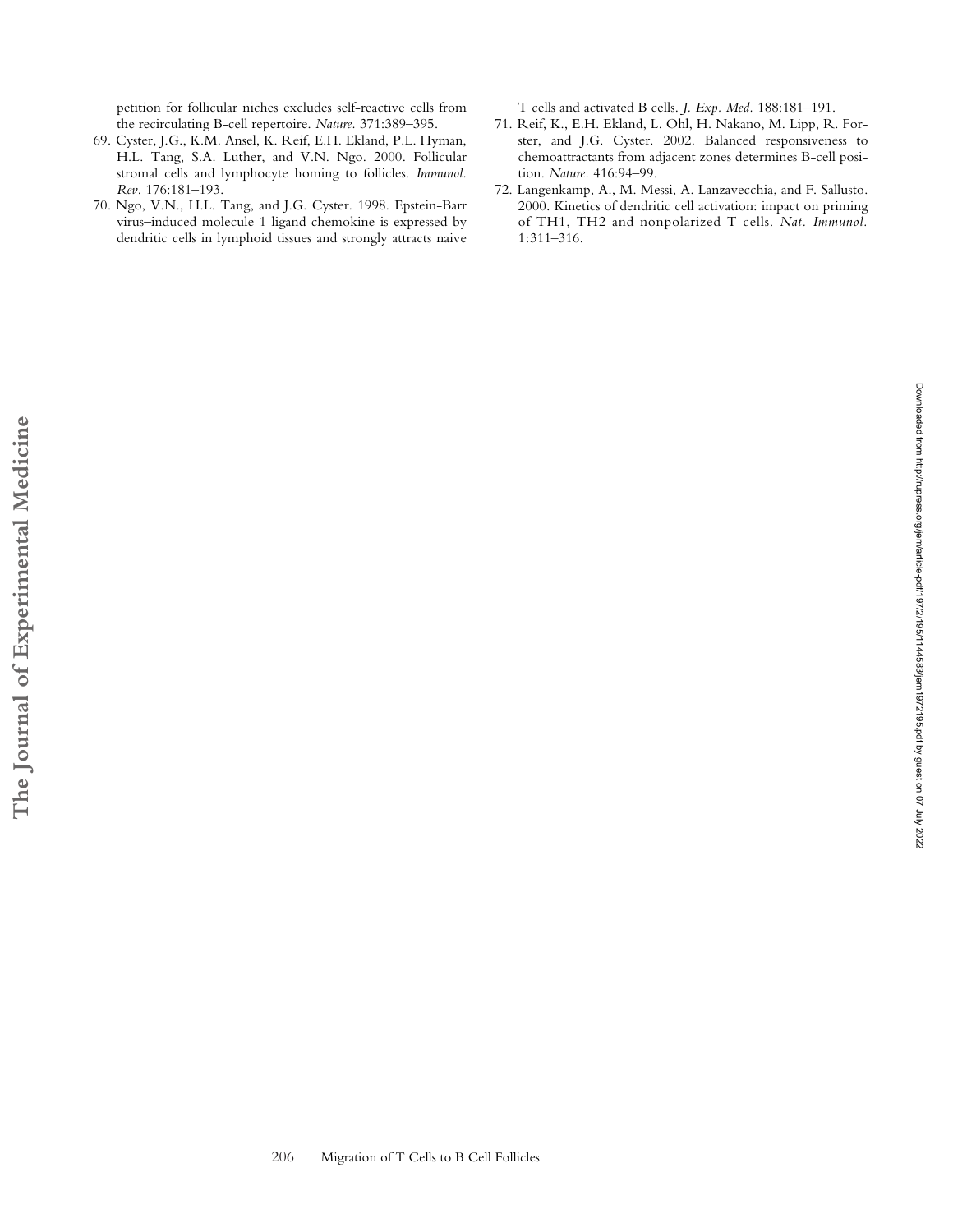petition for follicular niches excludes self-reactive cells from the recirculating B-cell repertoire. *Nature.* 371:389–395.

69. Cyster, J.G., K.M. Ansel, K. Reif, E.H. Ekland, P.L. Hyman, H.L. Tang, S.A. Luther, and V.N. Ngo. 2000. Follicular stromal cells and lymphocyte homing to follicles. *Immunol. Rev.* 176:181–193.
70. Ngo, V.N., H.L. Tang, and J.G. Cyster. 1998. Epstein-Barr virus–induced molecule 1 ligand chemokine is expressed by dendritic cells in lymphoid tissues and strongly attracts naive T cells and activated B cells. *J. Exp. Med.* 188:181–191.
71. Reif, K., E.H. Ekland, L. Ohl, H. Nakano, M. Lipp, R. Forster, and J.G. Cyster. 2002. Balanced responsiveness to chemoattractants from adjacent zones determines B-cell position. *Nature.* 416:94–99.
72. Langenkamp, A., M. Messi, A. Lanzavecchia, and F. Sallusto. 2000. Kinetics of dendritic cell activation: impact on priming of TH1, TH2 and nonpolarized T cells. *Nat. Immunol.* 1:311–316.